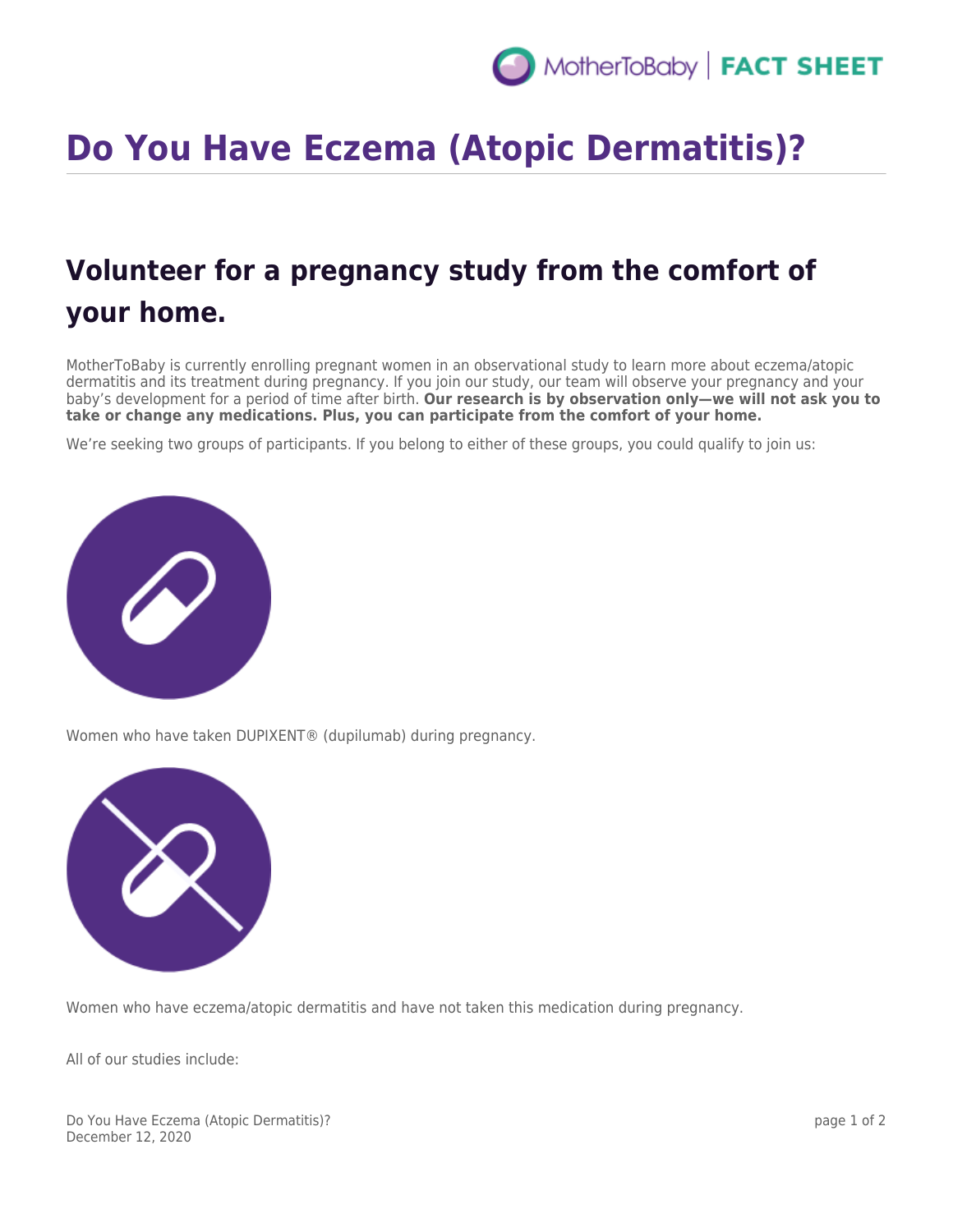# Do You Have Eczema (Atopic Dermatitis)?

## Volunteer for a pregnancy study from the comfort of your home.

MotherToBaby is currently enrolling pregnant women in an observational study to learn more about eczema/atopic dermatitis and its treatment during pregnancy. If you join our study, our team will observe your pregnancy and your baby's development for a period of time after birth. **Our research is by observation only—we will not ask you to take or change any medications. Plus, you can participate from the comfort of your home.**

We're seeking two groups of participants. If you belong to either of these groups, you could qualify to join us:

Women who have taken DUPIXENT® (dupilumab) during pregnancy.

Women who have eczema/atopic dermatitis and have not taken this medication during pregnancy.

All of our studies include: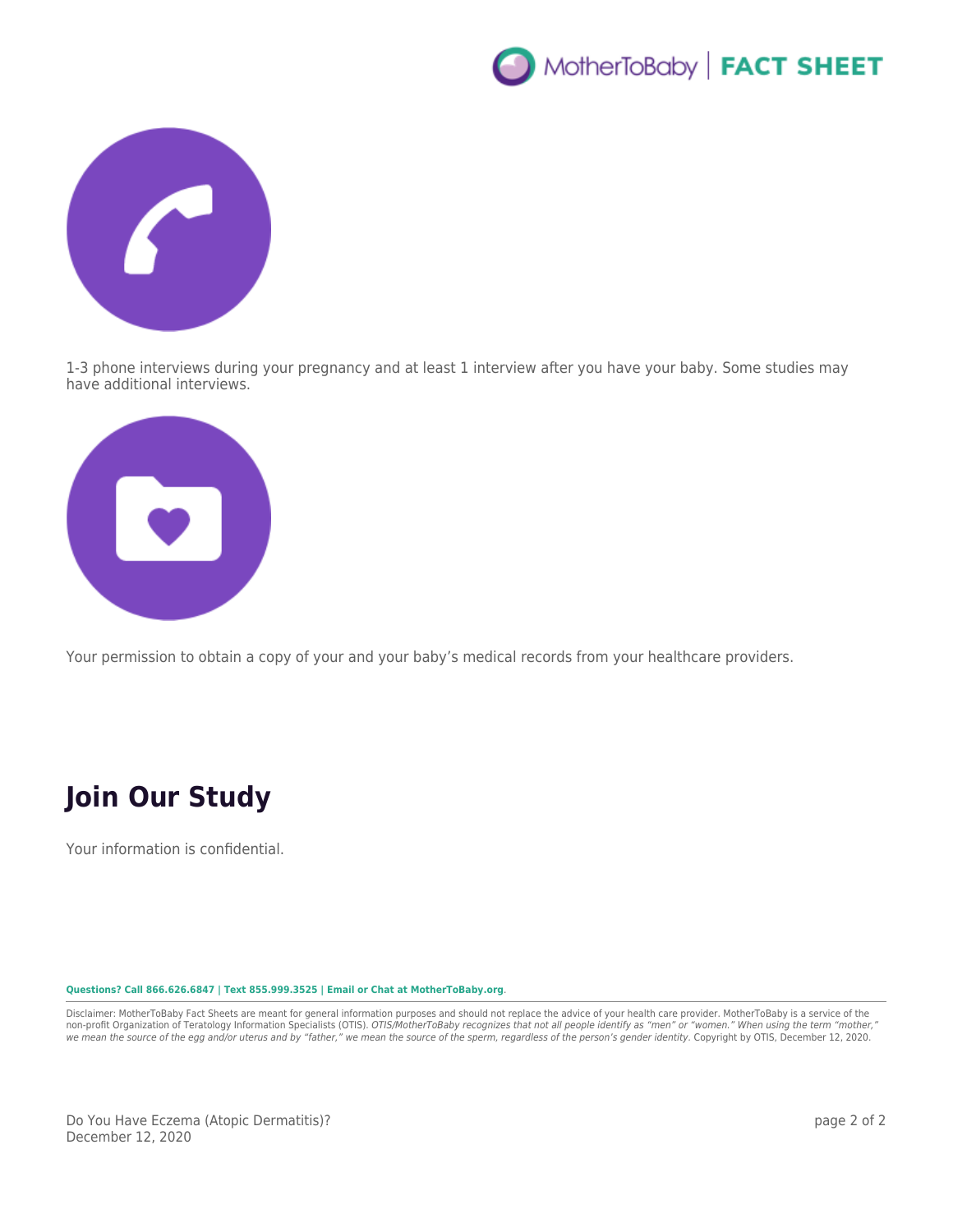1-3 phone interviews during your pregnancy and at least 1 interview after you have your baby. Some studies may have additional interviews.

Your permission to obtain a copy of your and your baby's medical records from your healthcare providers.

## Join Our Study

Your information is confidential.

**Questions? Call 866.626.6847 | Text 855.999.3525 | Email or Chat at MotherToBaby.org**.

Disclaimer: MotherToBaby Fact Sheets are meant for general information purposes and should not replace the advice of your health care provider. MotherToBaby is a service of the non-profit Organization of Teratology Information Specialists (OTIS). *OTIS/MotherToBaby recognizes that not all people identify as "men" or "women." When using the term "mother," we mean the source of the egg and/or uterus and by "father," we mean the source of the sperm, regardless of the person's gender identity*. Copyright by OTIS, December 12, 2020.